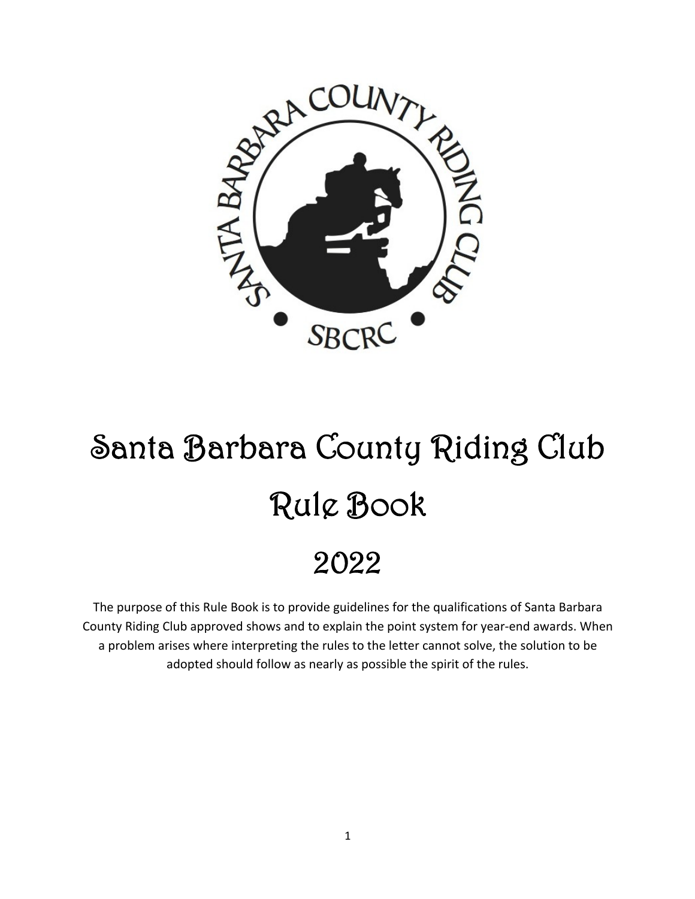# Santa Barbara County Riding Club

# Rule Book

# 2022

The purpose of this Rule Book is to provide guidelines for the qualifications of Santa Barbara County Riding Club approved shows and to explain the point system for year-end awards. When a problem arises where interpreting the rules to the letter cannot solve, the solution to be adopted should follow as nearly as possible the spirit of the rules.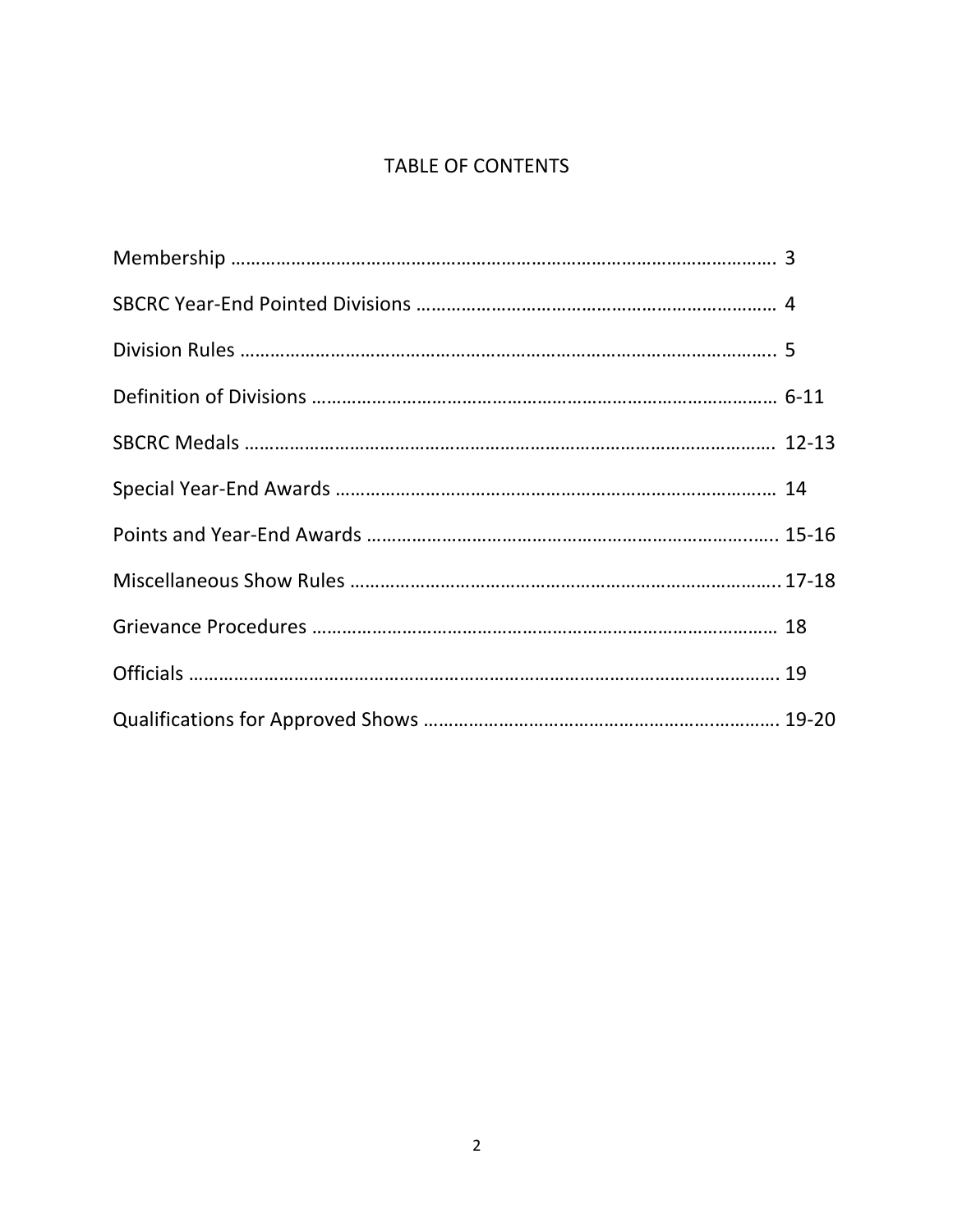# TABLE OF CONTENTS

Membership …………………………………………………………………………………………… 3

SBCRC Year-End Pointed Divisions ……………………………………………………………… 4

Division Rules ………………………………………………………………………………………….. 5

Definition of Divisions ……………………………………………………………………………… 6-11

SBCRC Medals ………………………………………………………………………………………… 12-13

Special Year-End Awards ……………………………………………………………………….… 14

Points and Year-End Awards ………………………………………………………………….….. 15-16

Miscellaneous Show Rules ………………………………………………………………………….17-18

Grievance Procedures ……………………………………………………………………………… 18

Officials ……………………………………………………………………………………………………. 19

Qualifications for Approved Shows …………………………………………………….……….. 19-20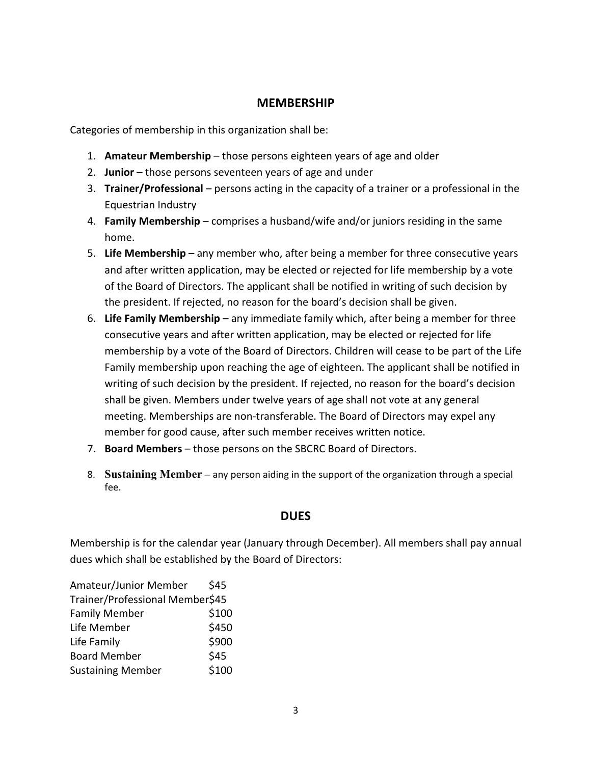## MEMBERSHIP

Categories of membership in this organization shall be:

1. **Amateur Membership** – those persons eighteen years of age and older
2. **Junior** – those persons seventeen years of age and under
3. **Trainer/Professional** – persons acting in the capacity of a trainer or a professional in the Equestrian Industry
4. **Family Membership** – comprises a husband/wife and/or juniors residing in the same home.
5. **Life Membership** – any member who, after being a member for three consecutive years and after written application, may be elected or rejected for life membership by a vote of the Board of Directors. The applicant shall be notified in writing of such decision by the president. If rejected, no reason for the board's decision shall be given.
6. **Life Family Membership** – any immediate family which, after being a member for three consecutive years and after written application, may be elected or rejected for life membership by a vote of the Board of Directors. Children will cease to be part of the Life Family membership upon reaching the age of eighteen. The applicant shall be notified in writing of such decision by the president. If rejected, no reason for the board's decision shall be given. Members under twelve years of age shall not vote at any general meeting. Memberships are non-transferable. The Board of Directors may expel any member for good cause, after such member receives written notice.
7. **Board Members** – those persons on the SBCRC Board of Directors.
8. **Sustaining Member** – any person aiding in the support of the organization through a special fee.

## DUES

Membership is for the calendar year (January through December). All members shall pay annual dues which shall be established by the Board of Directors:

| Membership | Dues |
|---|---|
| Amateur/Junior Member | $45 |
| Trainer/Professional Member | $45 |
| Family Member | $100 |
| Life Member | $450 |
| Life Family | $900 |
| Board Member | $45 |
| Sustaining Member | $100 |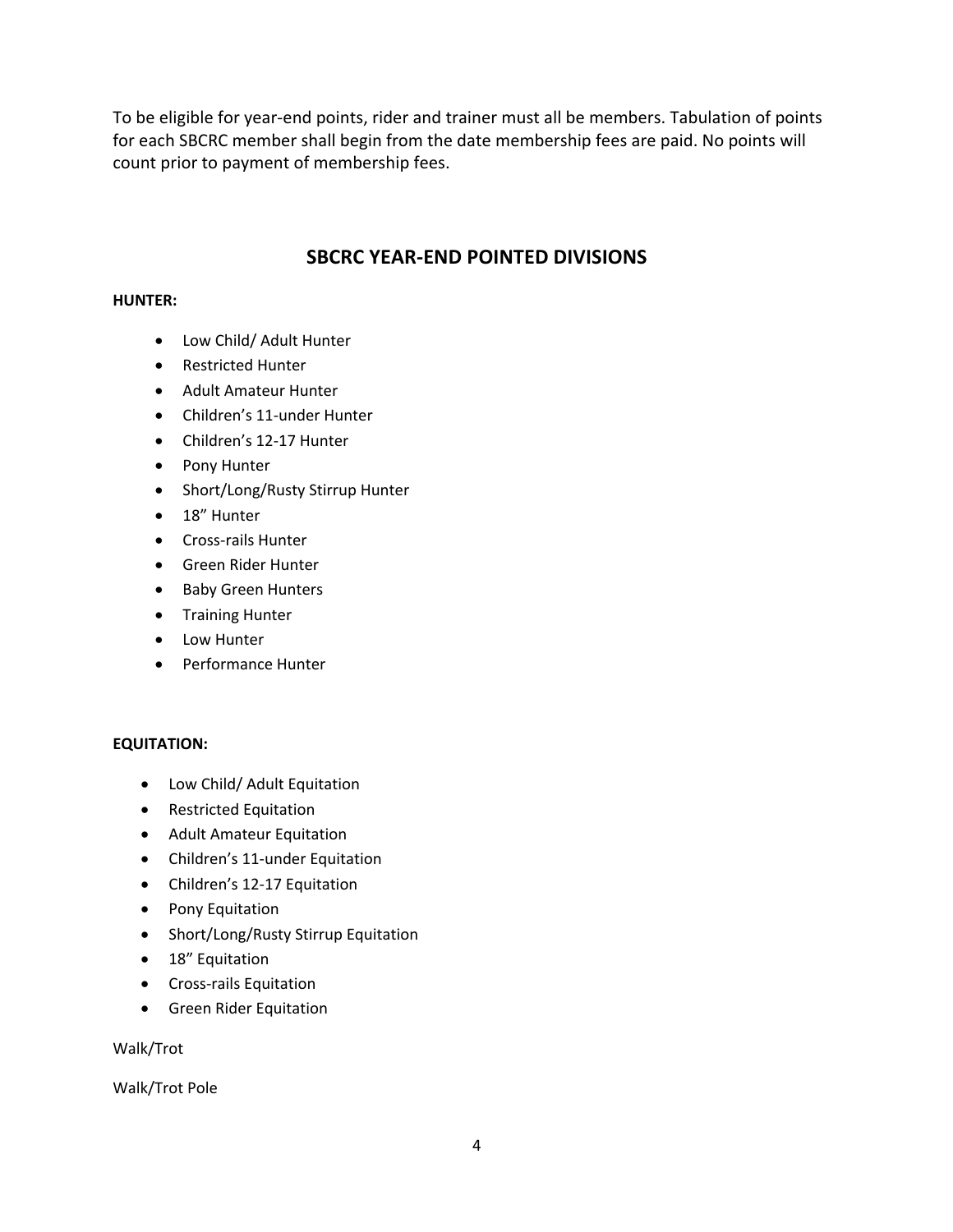To be eligible for year-end points, rider and trainer must all be members. Tabulation of points for each SBCRC member shall begin from the date membership fees are paid. No points will count prior to payment of membership fees.

## SBCRC YEAR-END POINTED DIVISIONS

**HUNTER:**

- Low Child/ Adult Hunter
- Restricted Hunter
- Adult Amateur Hunter
- Children's 11-under Hunter
- Children's 12-17 Hunter
- Pony Hunter
- Short/Long/Rusty Stirrup Hunter
- 18" Hunter
- Cross-rails Hunter
- Green Rider Hunter
- Baby Green Hunters
- Training Hunter
- Low Hunter
- Performance Hunter

**EQUITATION:**

- Low Child/ Adult Equitation
- Restricted Equitation
- Adult Amateur Equitation
- Children's 11-under Equitation
- Children's 12-17 Equitation
- Pony Equitation
- Short/Long/Rusty Stirrup Equitation
- 18" Equitation
- Cross-rails Equitation
- Green Rider Equitation

Walk/Trot

Walk/Trot Pole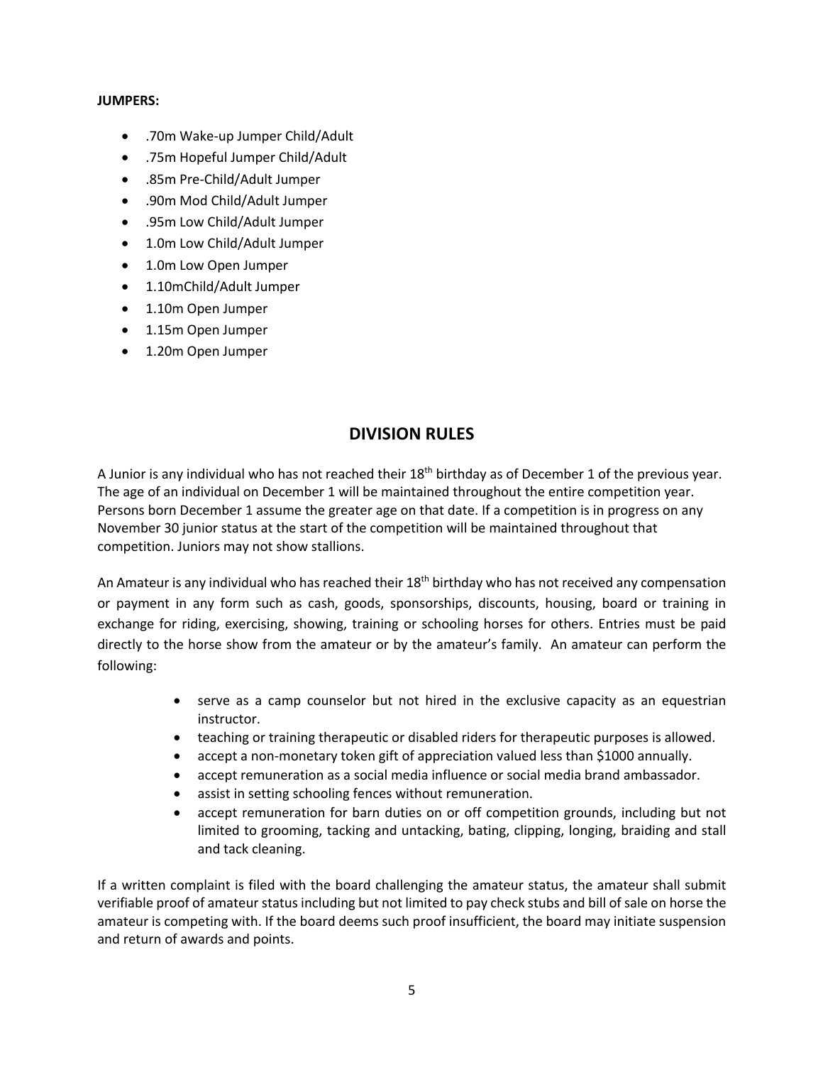**JUMPERS:**

- .70m Wake-up Jumper Child/Adult
- .75m Hopeful Jumper Child/Adult
- .85m Pre-Child/Adult Jumper
- .90m Mod Child/Adult Jumper
- .95m Low Child/Adult Jumper
- 1.0m Low Child/Adult Jumper
- 1.0m Low Open Jumper
- 1.10mChild/Adult Jumper
- 1.10m Open Jumper
- 1.15m Open Jumper
- 1.20m Open Jumper

## DIVISION RULES

A Junior is any individual who has not reached their 18th birthday as of December 1 of the previous year. The age of an individual on December 1 will be maintained throughout the entire competition year. Persons born December 1 assume the greater age on that date. If a competition is in progress on any November 30 junior status at the start of the competition will be maintained throughout that competition. Juniors may not show stallions.

An Amateur is any individual who has reached their 18th birthday who has not received any compensation or payment in any form such as cash, goods, sponsorships, discounts, housing, board or training in exchange for riding, exercising, showing, training or schooling horses for others. Entries must be paid directly to the horse show from the amateur or by the amateur's family. An amateur can perform the following:

- serve as a camp counselor but not hired in the exclusive capacity as an equestrian instructor.
- teaching or training therapeutic or disabled riders for therapeutic purposes is allowed.
- accept a non-monetary token gift of appreciation valued less than $1000 annually.
- accept remuneration as a social media influence or social media brand ambassador.
- assist in setting schooling fences without remuneration.
- accept remuneration for barn duties on or off competition grounds, including but not limited to grooming, tacking and untacking, bating, clipping, longing, braiding and stall and tack cleaning.

If a written complaint is filed with the board challenging the amateur status, the amateur shall submit verifiable proof of amateur status including but not limited to pay check stubs and bill of sale on horse the amateur is competing with. If the board deems such proof insufficient, the board may initiate suspension and return of awards and points.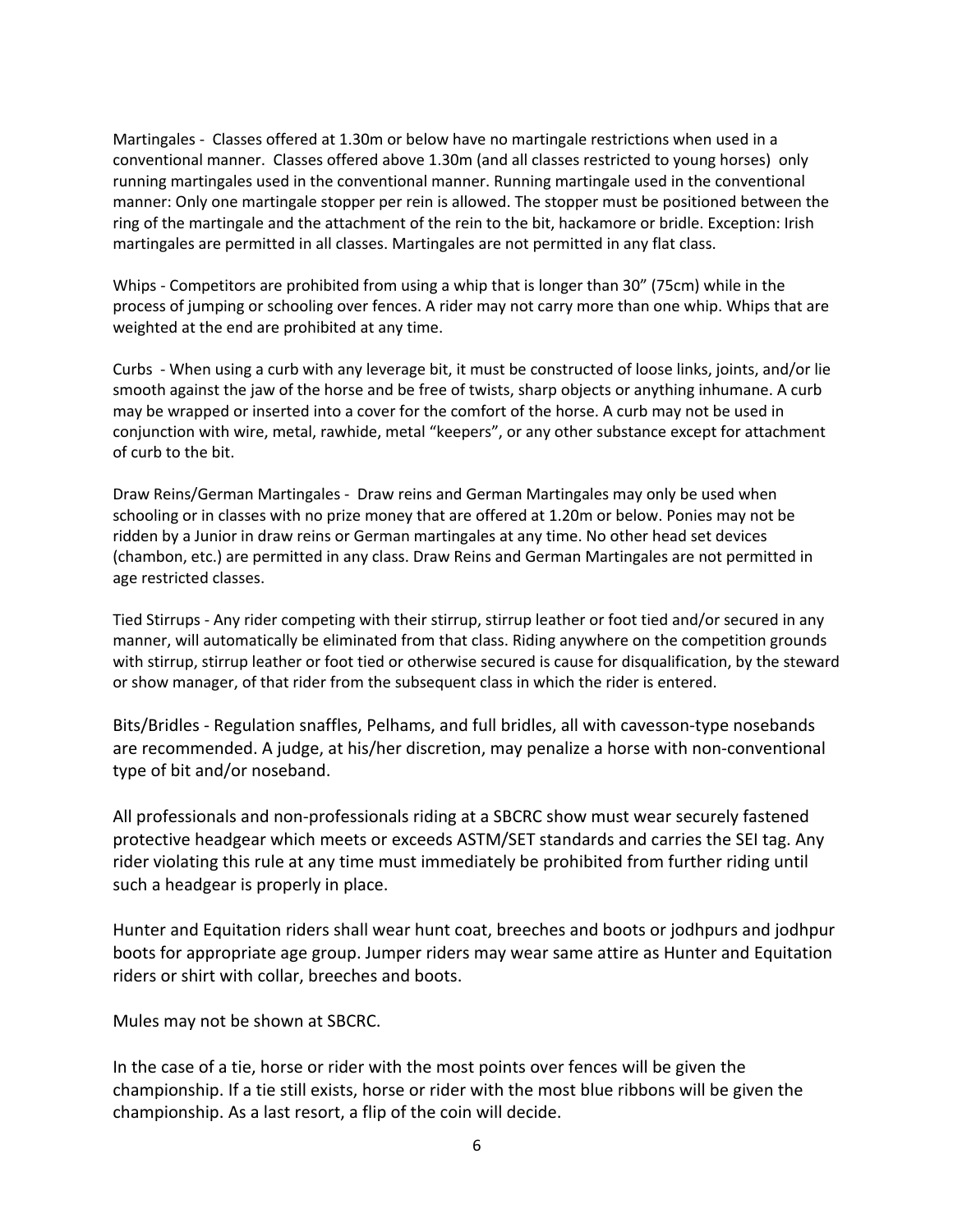Martingales - Classes offered at 1.30m or below have no martingale restrictions when used in a conventional manner. Classes offered above 1.30m (and all classes restricted to young horses) only running martingales used in the conventional manner. Running martingale used in the conventional manner: Only one martingale stopper per rein is allowed. The stopper must be positioned between the ring of the martingale and the attachment of the rein to the bit, hackamore or bridle. Exception: Irish martingales are permitted in all classes. Martingales are not permitted in any flat class.

Whips - Competitors are prohibited from using a whip that is longer than 30" (75cm) while in the process of jumping or schooling over fences. A rider may not carry more than one whip. Whips that are weighted at the end are prohibited at any time.

Curbs - When using a curb with any leverage bit, it must be constructed of loose links, joints, and/or lie smooth against the jaw of the horse and be free of twists, sharp objects or anything inhumane. A curb may be wrapped or inserted into a cover for the comfort of the horse. A curb may not be used in conjunction with wire, metal, rawhide, metal "keepers", or any other substance except for attachment of curb to the bit.

Draw Reins/German Martingales - Draw reins and German Martingales may only be used when schooling or in classes with no prize money that are offered at 1.20m or below. Ponies may not be ridden by a Junior in draw reins or German martingales at any time. No other head set devices (chambon, etc.) are permitted in any class. Draw Reins and German Martingales are not permitted in age restricted classes.

Tied Stirrups - Any rider competing with their stirrup, stirrup leather or foot tied and/or secured in any manner, will automatically be eliminated from that class. Riding anywhere on the competition grounds with stirrup, stirrup leather or foot tied or otherwise secured is cause for disqualification, by the steward or show manager, of that rider from the subsequent class in which the rider is entered.

Bits/Bridles - Regulation snaffles, Pelhams, and full bridles, all with cavesson-type nosebands are recommended. A judge, at his/her discretion, may penalize a horse with non-conventional type of bit and/or noseband.

All professionals and non-professionals riding at a SBCRC show must wear securely fastened protective headgear which meets or exceeds ASTM/SET standards and carries the SEI tag. Any rider violating this rule at any time must immediately be prohibited from further riding until such a headgear is properly in place.

Hunter and Equitation riders shall wear hunt coat, breeches and boots or jodhpurs and jodhpur boots for appropriate age group. Jumper riders may wear same attire as Hunter and Equitation riders or shirt with collar, breeches and boots.

Mules may not be shown at SBCRC.

In the case of a tie, horse or rider with the most points over fences will be given the championship. If a tie still exists, horse or rider with the most blue ribbons will be given the championship. As a last resort, a flip of the coin will decide.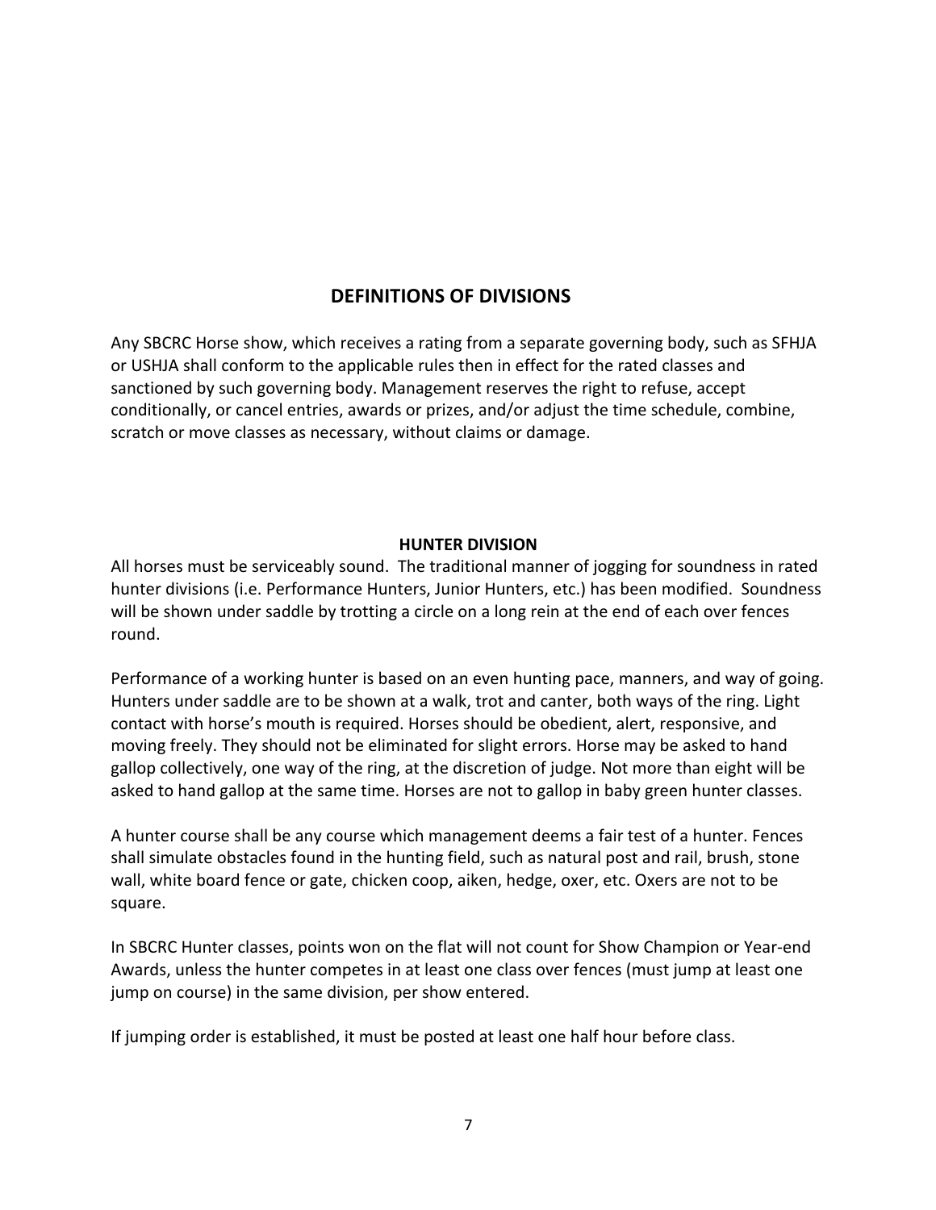## DEFINITIONS OF DIVISIONS

Any SBCRC Horse show, which receives a rating from a separate governing body, such as SFHJA or USHJA shall conform to the applicable rules then in effect for the rated classes and sanctioned by such governing body. Management reserves the right to refuse, accept conditionally, or cancel entries, awards or prizes, and/or adjust the time schedule, combine, scratch or move classes as necessary, without claims or damage.

### HUNTER DIVISION

All horses must be serviceably sound. The traditional manner of jogging for soundness in rated hunter divisions (i.e. Performance Hunters, Junior Hunters, etc.) has been modified. Soundness will be shown under saddle by trotting a circle on a long rein at the end of each over fences round.

Performance of a working hunter is based on an even hunting pace, manners, and way of going. Hunters under saddle are to be shown at a walk, trot and canter, both ways of the ring. Light contact with horse's mouth is required. Horses should be obedient, alert, responsive, and moving freely. They should not be eliminated for slight errors. Horse may be asked to hand gallop collectively, one way of the ring, at the discretion of judge. Not more than eight will be asked to hand gallop at the same time. Horses are not to gallop in baby green hunter classes.

A hunter course shall be any course which management deems a fair test of a hunter. Fences shall simulate obstacles found in the hunting field, such as natural post and rail, brush, stone wall, white board fence or gate, chicken coop, aiken, hedge, oxer, etc. Oxers are not to be square.

In SBCRC Hunter classes, points won on the flat will not count for Show Champion or Year-end Awards, unless the hunter competes in at least one class over fences (must jump at least one jump on course) in the same division, per show entered.

If jumping order is established, it must be posted at least one half hour before class.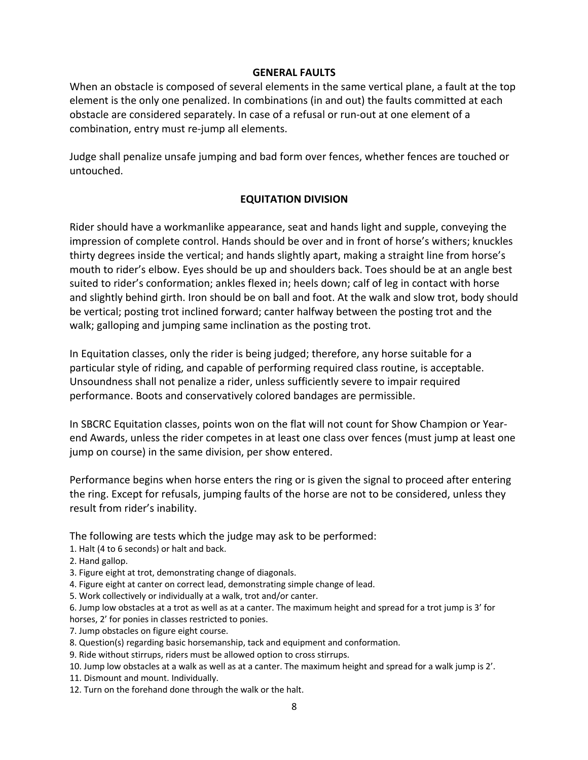## GENERAL FAULTS

When an obstacle is composed of several elements in the same vertical plane, a fault at the top element is the only one penalized. In combinations (in and out) the faults committed at each obstacle are considered separately. In case of a refusal or run-out at one element of a combination, entry must re-jump all elements.

Judge shall penalize unsafe jumping and bad form over fences, whether fences are touched or untouched.

## EQUITATION DIVISION

Rider should have a workmanlike appearance, seat and hands light and supple, conveying the impression of complete control. Hands should be over and in front of horse's withers; knuckles thirty degrees inside the vertical; and hands slightly apart, making a straight line from horse's mouth to rider's elbow. Eyes should be up and shoulders back. Toes should be at an angle best suited to rider's conformation; ankles flexed in; heels down; calf of leg in contact with horse and slightly behind girth. Iron should be on ball and foot. At the walk and slow trot, body should be vertical; posting trot inclined forward; canter halfway between the posting trot and the walk; galloping and jumping same inclination as the posting trot.

In Equitation classes, only the rider is being judged; therefore, any horse suitable for a particular style of riding, and capable of performing required class routine, is acceptable. Unsoundness shall not penalize a rider, unless sufficiently severe to impair required performance. Boots and conservatively colored bandages are permissible.

In SBCRC Equitation classes, points won on the flat will not count for Show Champion or Year-end Awards, unless the rider competes in at least one class over fences (must jump at least one jump on course) in the same division, per show entered.

Performance begins when horse enters the ring or is given the signal to proceed after entering the ring. Except for refusals, jumping faults of the horse are not to be considered, unless they result from rider's inability.

The following are tests which the judge may ask to be performed:

1. Halt (4 to 6 seconds) or halt and back.
2. Hand gallop.
3. Figure eight at trot, demonstrating change of diagonals.
4. Figure eight at canter on correct lead, demonstrating simple change of lead.
5. Work collectively or individually at a walk, trot and/or canter.
6. Jump low obstacles at a trot as well as at a canter. The maximum height and spread for a trot jump is 3' for horses, 2' for ponies in classes restricted to ponies.
7. Jump obstacles on figure eight course.
8. Question(s) regarding basic horsemanship, tack and equipment and conformation.
9. Ride without stirrups, riders must be allowed option to cross stirrups.
10. Jump low obstacles at a walk as well as at a canter. The maximum height and spread for a walk jump is 2'.
11. Dismount and mount. Individually.
12. Turn on the forehand done through the walk or the halt.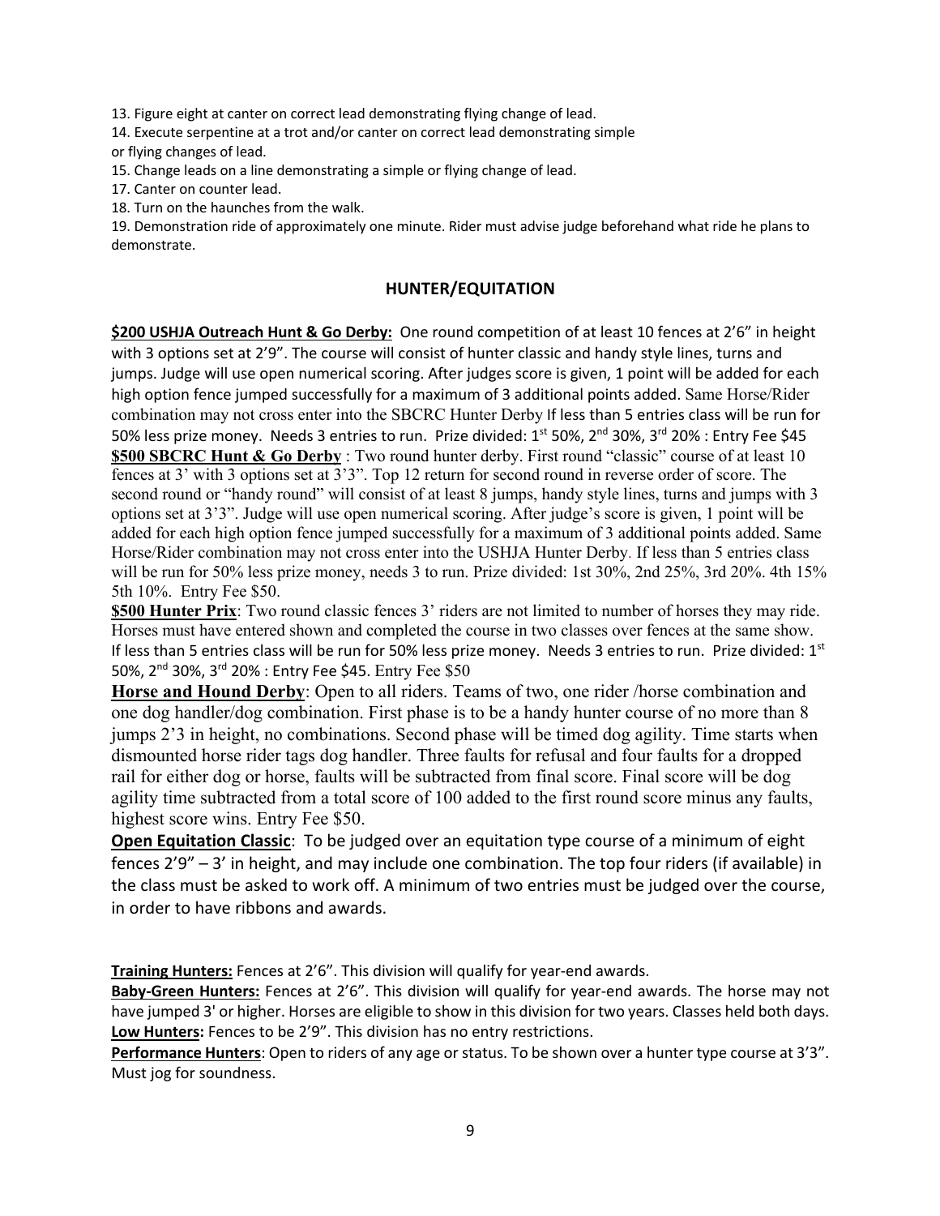13. Figure eight at canter on correct lead demonstrating flying change of lead.
14. Execute serpentine at a trot and/or canter on correct lead demonstrating simple or flying changes of lead.
15. Change leads on a line demonstrating a simple or flying change of lead.
17. Canter on counter lead.
18. Turn on the haunches from the walk.
19. Demonstration ride of approximately one minute. Rider must advise judge beforehand what ride he plans to demonstrate.

## HUNTER/EQUITATION

**$200 USHJA Outreach Hunt & Go Derby:** One round competition of at least 10 fences at 2'6" in height with 3 options set at 2'9". The course will consist of hunter classic and handy style lines, turns and jumps. Judge will use open numerical scoring. After judges score is given, 1 point will be added for each high option fence jumped successfully for a maximum of 3 additional points added. Same Horse/Rider combination may not cross enter into the SBCRC Hunter Derby If less than 5 entries class will be run for 50% less prize money. Needs 3 entries to run. Prize divided: 1st 50%, 2nd 30%, 3rd 20% : Entry Fee $45

**$500 SBCRC Hunt & Go Derby** : Two round hunter derby. First round "classic" course of at least 10 fences at 3' with 3 options set at 3'3". Top 12 return for second round in reverse order of score. The second round or "handy round" will consist of at least 8 jumps, handy style lines, turns and jumps with 3 options set at 3'3". Judge will use open numerical scoring. After judge's score is given, 1 point will be added for each high option fence jumped successfully for a maximum of 3 additional points added. Same Horse/Rider combination may not cross enter into the USHJA Hunter Derby. If less than 5 entries class will be run for 50% less prize money, needs 3 to run. Prize divided: 1st 30%, 2nd 25%, 3rd 20%. 4th 15% 5th 10%. Entry Fee $50.

**$500 Hunter Prix**: Two round classic fences 3' riders are not limited to number of horses they may ride. Horses must have entered shown and completed the course in two classes over fences at the same show. If less than 5 entries class will be run for 50% less prize money. Needs 3 entries to run. Prize divided: 1st 50%, 2nd 30%, 3rd 20% : Entry Fee $45. Entry Fee $50

**Horse and Hound Derby**: Open to all riders. Teams of two, one rider /horse combination and one dog handler/dog combination. First phase is to be a handy hunter course of no more than 8 jumps 2'3 in height, no combinations. Second phase will be timed dog agility. Time starts when dismounted horse rider tags dog handler. Three faults for refusal and four faults for a dropped rail for either dog or horse, faults will be subtracted from final score. Final score will be dog agility time subtracted from a total score of 100 added to the first round score minus any faults, highest score wins. Entry Fee $50.

**Open Equitation Classic**: To be judged over an equitation type course of a minimum of eight fences 2'9" – 3' in height, and may include one combination. The top four riders (if available) in the class must be asked to work off. A minimum of two entries must be judged over the course, in order to have ribbons and awards.

**Training Hunters:** Fences at 2'6". This division will qualify for year-end awards.

**Baby-Green Hunters:** Fences at 2'6". This division will qualify for year-end awards. The horse may not have jumped 3' or higher. Horses are eligible to show in this division for two years. Classes held both days.

**Low Hunters:** Fences to be 2'9". This division has no entry restrictions.

**Performance Hunters**: Open to riders of any age or status. To be shown over a hunter type course at 3'3". Must jog for soundness.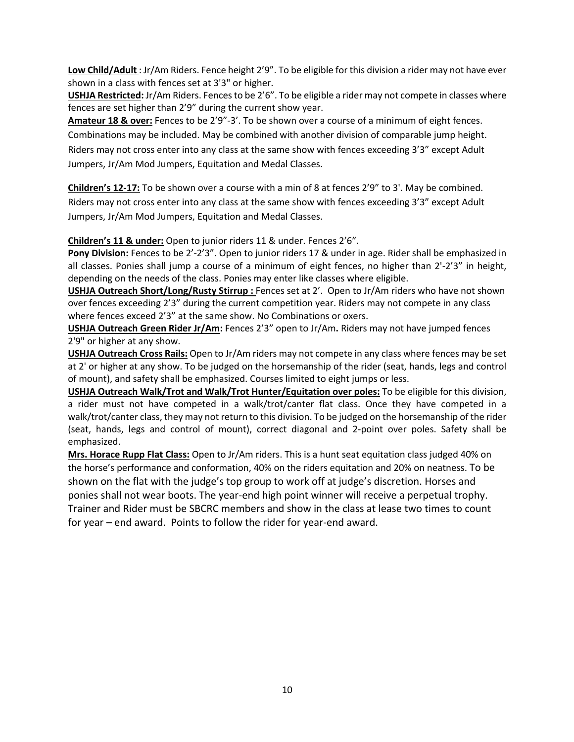**Low Child/Adult** : Jr/Am Riders. Fence height 2’9”. To be eligible for this division a rider may not have ever shown in a class with fences set at 3'3" or higher.

**USHJA Restricted:** Jr/Am Riders. Fences to be 2’6”. To be eligible a rider may not compete in classes where fences are set higher than 2’9” during the current show year.

**Amateur 18 & over:** Fences to be 2’9”-3’. To be shown over a course of a minimum of eight fences. Combinations may be included. May be combined with another division of comparable jump height. Riders may not cross enter into any class at the same show with fences exceeding 3’3” except Adult Jumpers, Jr/Am Mod Jumpers, Equitation and Medal Classes.

**Children’s 12-17:** To be shown over a course with a min of 8 at fences 2’9” to 3'. May be combined. Riders may not cross enter into any class at the same show with fences exceeding 3’3” except Adult Jumpers, Jr/Am Mod Jumpers, Equitation and Medal Classes.

**Children’s 11 & under:** Open to junior riders 11 & under. Fences 2’6”.

**Pony Division:** Fences to be 2’-2’3”. Open to junior riders 17 & under in age. Rider shall be emphasized in all classes. Ponies shall jump a course of a minimum of eight fences, no higher than 2'-2’3” in height, depending on the needs of the class. Ponies may enter like classes where eligible.

**USHJA Outreach Short/Long/Rusty Stirrup :** Fences set at 2’. Open to Jr/Am riders who have not shown over fences exceeding 2’3” during the current competition year. Riders may not compete in any class where fences exceed 2’3” at the same show. No Combinations or oxers.

**USHJA Outreach Green Rider Jr/Am:** Fences 2’3” open to Jr/Am**.** Riders may not have jumped fences 2'9" or higher at any show.

**USHJA Outreach Cross Rails:** Open to Jr/Am riders may not compete in any class where fences may be set at 2' or higher at any show. To be judged on the horsemanship of the rider (seat, hands, legs and control of mount), and safety shall be emphasized. Courses limited to eight jumps or less.

**USHJA Outreach Walk/Trot and Walk/Trot Hunter/Equitation over poles:** To be eligible for this division, a rider must not have competed in a walk/trot/canter flat class. Once they have competed in a walk/trot/canter class, they may not return to this division. To be judged on the horsemanship of the rider (seat, hands, legs and control of mount), correct diagonal and 2-point over poles. Safety shall be emphasized.

**Mrs. Horace Rupp Flat Class:** Open to Jr/Am riders. This is a hunt seat equitation class judged 40% on the horse’s performance and conformation, 40% on the riders equitation and 20% on neatness. To be shown on the flat with the judge’s top group to work off at judge’s discretion. Horses and ponies shall not wear boots. The year-end high point winner will receive a perpetual trophy. Trainer and Rider must be SBCRC members and show in the class at lease two times to count for year – end award. Points to follow the rider for year-end award.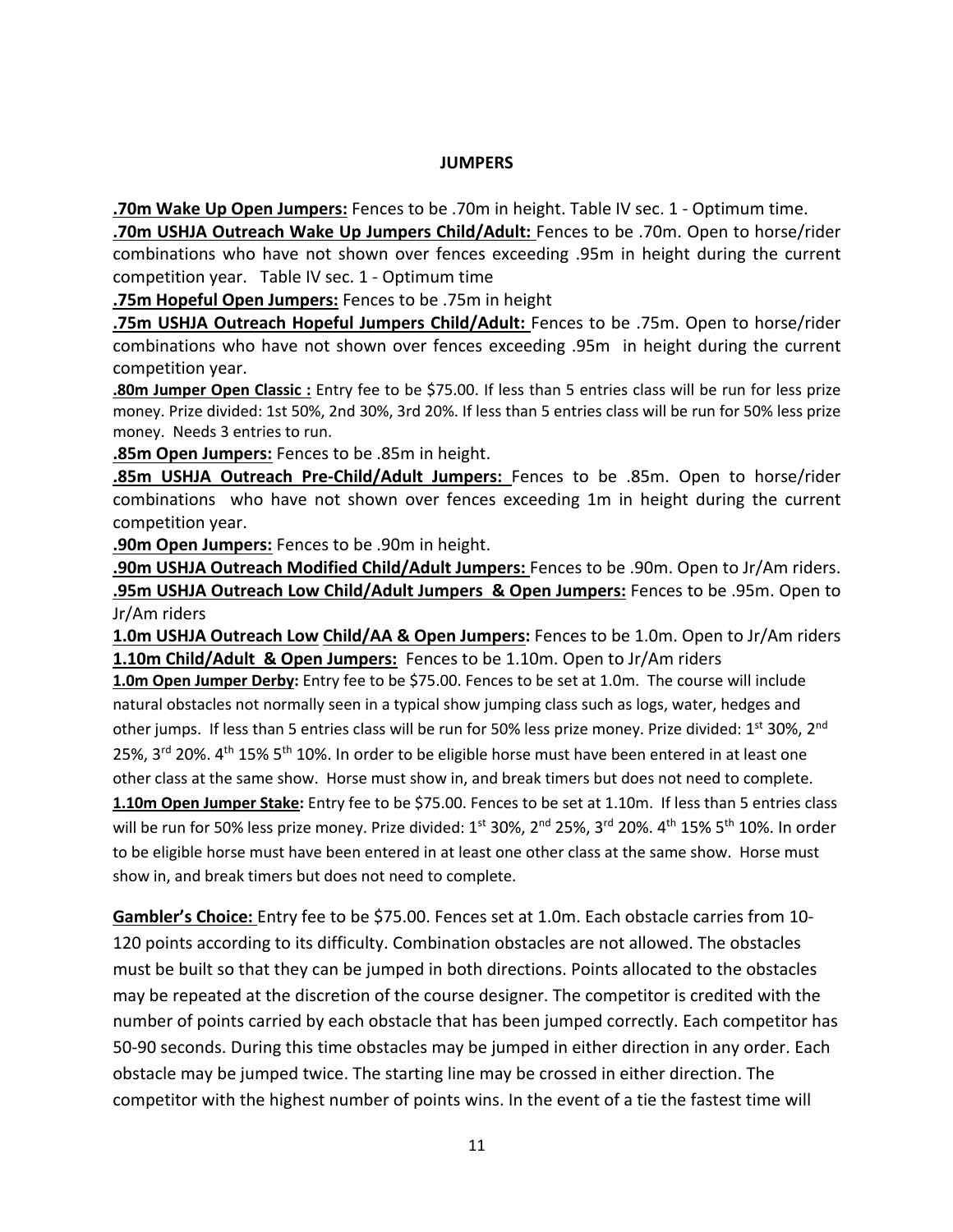## JUMPERS

**.70m Wake Up Open Jumpers:** Fences to be .70m in height. Table IV sec. 1 - Optimum time.

**.70m USHJA Outreach Wake Up Jumpers Child/Adult:** Fences to be .70m. Open to horse/rider combinations who have not shown over fences exceeding .95m in height during the current competition year. Table IV sec. 1 - Optimum time

**.75m Hopeful Open Jumpers:** Fences to be .75m in height

**.75m USHJA Outreach Hopeful Jumpers Child/Adult:** Fences to be .75m. Open to horse/rider combinations who have not shown over fences exceeding .95m in height during the current competition year.

**.80m Jumper Open Classic :** Entry fee to be $75.00. If less than 5 entries class will be run for less prize money. Prize divided: 1st 50%, 2nd 30%, 3rd 20%. If less than 5 entries class will be run for 50% less prize money. Needs 3 entries to run.

**.85m Open Jumpers:** Fences to be .85m in height.

**.85m USHJA Outreach Pre-Child/Adult Jumpers:** Fences to be .85m. Open to horse/rider combinations who have not shown over fences exceeding 1m in height during the current competition year.

**.90m Open Jumpers:** Fences to be .90m in height.

**.90m USHJA Outreach Modified Child/Adult Jumpers:** Fences to be .90m. Open to Jr/Am riders.

**.95m USHJA Outreach Low Child/Adult Jumpers & Open Jumpers:** Fences to be .95m. Open to Jr/Am riders

**1.0m USHJA Outreach Low Child/AA & Open Jumpers:** Fences to be 1.0m. Open to Jr/Am riders

**1.10m Child/Adult & Open Jumpers:** Fences to be 1.10m. Open to Jr/Am riders

**1.0m Open Jumper Derby:** Entry fee to be $75.00. Fences to be set at 1.0m. The course will include natural obstacles not normally seen in a typical show jumping class such as logs, water, hedges and other jumps. If less than 5 entries class will be run for 50% less prize money. Prize divided: 1st 30%, 2nd 25%, 3rd 20%. 4th 15% 5th 10%. In order to be eligible horse must have been entered in at least one other class at the same show. Horse must show in, and break timers but does not need to complete.

**1.10m Open Jumper Stake:** Entry fee to be $75.00. Fences to be set at 1.10m. If less than 5 entries class will be run for 50% less prize money. Prize divided: 1st 30%, 2nd 25%, 3rd 20%. 4th 15% 5th 10%. In order to be eligible horse must have been entered in at least one other class at the same show. Horse must show in, and break timers but does not need to complete.

**Gambler's Choice:** Entry fee to be $75.00. Fences set at 1.0m. Each obstacle carries from 10-120 points according to its difficulty. Combination obstacles are not allowed. The obstacles must be built so that they can be jumped in both directions. Points allocated to the obstacles may be repeated at the discretion of the course designer. The competitor is credited with the number of points carried by each obstacle that has been jumped correctly. Each competitor has 50-90 seconds. During this time obstacles may be jumped in either direction in any order. Each obstacle may be jumped twice. The starting line may be crossed in either direction. The competitor with the highest number of points wins. In the event of a tie the fastest time will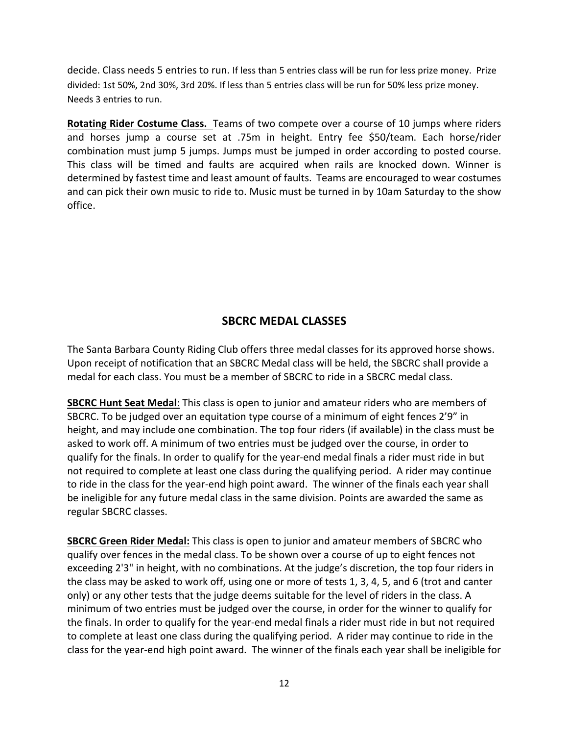decide. Class needs 5 entries to run. If less than 5 entries class will be run for less prize money. Prize divided: 1st 50%, 2nd 30%, 3rd 20%. If less than 5 entries class will be run for 50% less prize money. Needs 3 entries to run.

**Rotating Rider Costume Class.** Teams of two compete over a course of 10 jumps where riders and horses jump a course set at .75m in height. Entry fee $50/team. Each horse/rider combination must jump 5 jumps. Jumps must be jumped in order according to posted course. This class will be timed and faults are acquired when rails are knocked down. Winner is determined by fastest time and least amount of faults. Teams are encouraged to wear costumes and can pick their own music to ride to. Music must be turned in by 10am Saturday to the show office.

## SBCRC MEDAL CLASSES

The Santa Barbara County Riding Club offers three medal classes for its approved horse shows. Upon receipt of notification that an SBCRC Medal class will be held, the SBCRC shall provide a medal for each class. You must be a member of SBCRC to ride in a SBCRC medal class.

**SBCRC Hunt Seat Medal**: This class is open to junior and amateur riders who are members of SBCRC. To be judged over an equitation type course of a minimum of eight fences 2'9" in height, and may include one combination. The top four riders (if available) in the class must be asked to work off. A minimum of two entries must be judged over the course, in order to qualify for the finals. In order to qualify for the year-end medal finals a rider must ride in but not required to complete at least one class during the qualifying period. A rider may continue to ride in the class for the year-end high point award. The winner of the finals each year shall be ineligible for any future medal class in the same division. Points are awarded the same as regular SBCRC classes.

**SBCRC Green Rider Medal:** This class is open to junior and amateur members of SBCRC who qualify over fences in the medal class. To be shown over a course of up to eight fences not exceeding 2'3" in height, with no combinations. At the judge's discretion, the top four riders in the class may be asked to work off, using one or more of tests 1, 3, 4, 5, and 6 (trot and canter only) or any other tests that the judge deems suitable for the level of riders in the class. A minimum of two entries must be judged over the course, in order for the winner to qualify for the finals. In order to qualify for the year-end medal finals a rider must ride in but not required to complete at least one class during the qualifying period. A rider may continue to ride in the class for the year-end high point award. The winner of the finals each year shall be ineligible for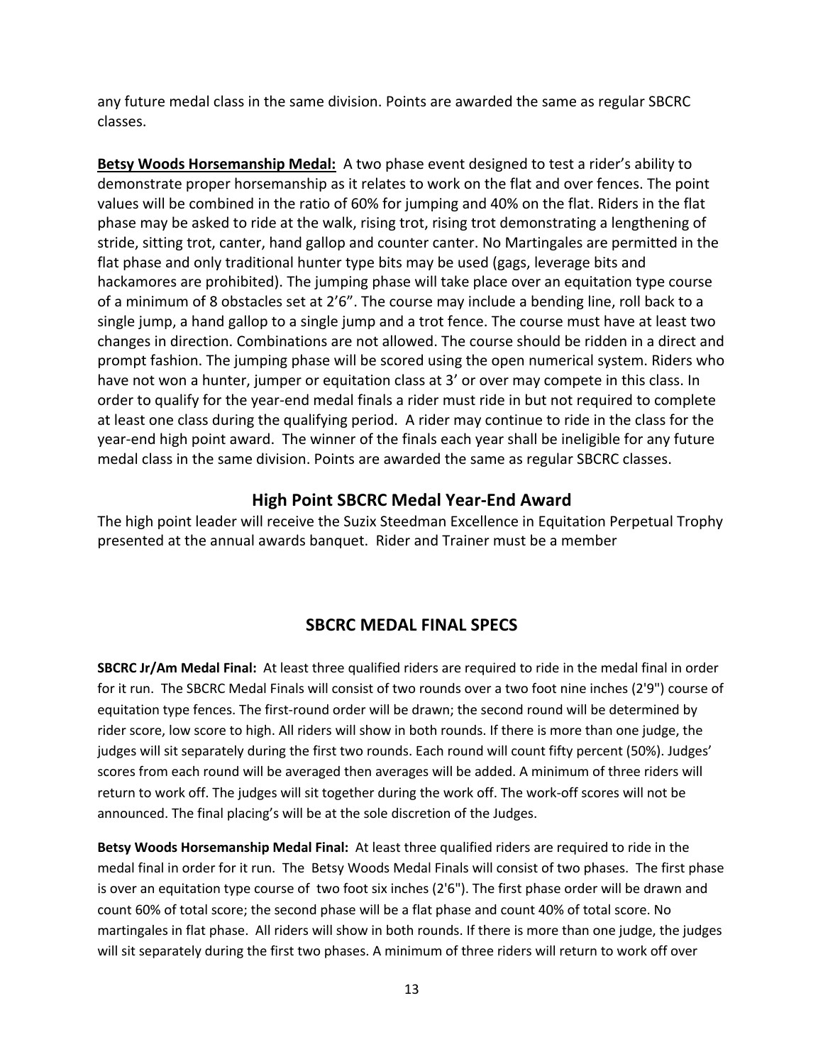any future medal class in the same division. Points are awarded the same as regular SBCRC classes.

**Betsy Woods Horsemanship Medal:** A two phase event designed to test a rider's ability to demonstrate proper horsemanship as it relates to work on the flat and over fences. The point values will be combined in the ratio of 60% for jumping and 40% on the flat. Riders in the flat phase may be asked to ride at the walk, rising trot, rising trot demonstrating a lengthening of stride, sitting trot, canter, hand gallop and counter canter. No Martingales are permitted in the flat phase and only traditional hunter type bits may be used (gags, leverage bits and hackamores are prohibited). The jumping phase will take place over an equitation type course of a minimum of 8 obstacles set at 2'6". The course may include a bending line, roll back to a single jump, a hand gallop to a single jump and a trot fence. The course must have at least two changes in direction. Combinations are not allowed. The course should be ridden in a direct and prompt fashion. The jumping phase will be scored using the open numerical system. Riders who have not won a hunter, jumper or equitation class at 3' or over may compete in this class. In order to qualify for the year-end medal finals a rider must ride in but not required to complete at least one class during the qualifying period. A rider may continue to ride in the class for the year-end high point award. The winner of the finals each year shall be ineligible for any future medal class in the same division. Points are awarded the same as regular SBCRC classes.

## High Point SBCRC Medal Year-End Award

The high point leader will receive the Suzix Steedman Excellence in Equitation Perpetual Trophy presented at the annual awards banquet. Rider and Trainer must be a member

## SBCRC MEDAL FINAL SPECS

**SBCRC Jr/Am Medal Final:** At least three qualified riders are required to ride in the medal final in order for it run. The SBCRC Medal Finals will consist of two rounds over a two foot nine inches (2'9") course of equitation type fences. The first-round order will be drawn; the second round will be determined by rider score, low score to high. All riders will show in both rounds. If there is more than one judge, the judges will sit separately during the first two rounds. Each round will count fifty percent (50%). Judges' scores from each round will be averaged then averages will be added. A minimum of three riders will return to work off. The judges will sit together during the work off. The work-off scores will not be announced. The final placing's will be at the sole discretion of the Judges.

**Betsy Woods Horsemanship Medal Final:** At least three qualified riders are required to ride in the medal final in order for it run. The Betsy Woods Medal Finals will consist of two phases. The first phase is over an equitation type course of two foot six inches (2'6"). The first phase order will be drawn and count 60% of total score; the second phase will be a flat phase and count 40% of total score. No martingales in flat phase. All riders will show in both rounds. If there is more than one judge, the judges will sit separately during the first two phases. A minimum of three riders will return to work off over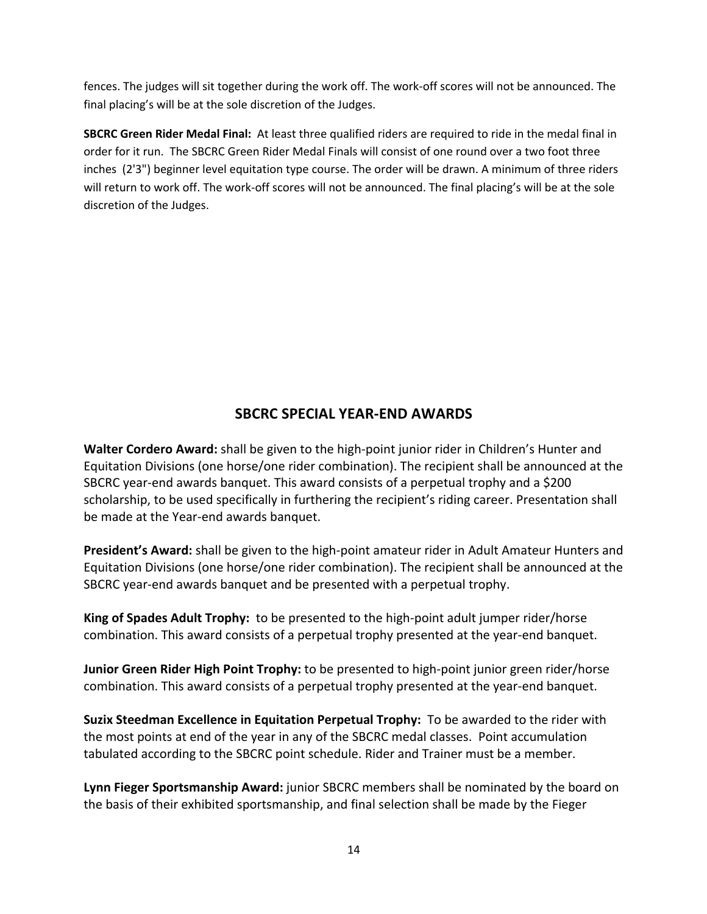fences. The judges will sit together during the work off. The work-off scores will not be announced. The final placing's will be at the sole discretion of the Judges.

**SBCRC Green Rider Medal Final:** At least three qualified riders are required to ride in the medal final in order for it run. The SBCRC Green Rider Medal Finals will consist of one round over a two foot three inches (2'3") beginner level equitation type course. The order will be drawn. A minimum of three riders will return to work off. The work-off scores will not be announced. The final placing's will be at the sole discretion of the Judges.

## SBCRC SPECIAL YEAR-END AWARDS

**Walter Cordero Award:** shall be given to the high-point junior rider in Children's Hunter and Equitation Divisions (one horse/one rider combination). The recipient shall be announced at the SBCRC year-end awards banquet. This award consists of a perpetual trophy and a $200 scholarship, to be used specifically in furthering the recipient's riding career. Presentation shall be made at the Year-end awards banquet.

**President's Award:** shall be given to the high-point amateur rider in Adult Amateur Hunters and Equitation Divisions (one horse/one rider combination). The recipient shall be announced at the SBCRC year-end awards banquet and be presented with a perpetual trophy.

**King of Spades Adult Trophy:** to be presented to the high-point adult jumper rider/horse combination. This award consists of a perpetual trophy presented at the year-end banquet.

**Junior Green Rider High Point Trophy:** to be presented to high-point junior green rider/horse combination. This award consists of a perpetual trophy presented at the year-end banquet.

**Suzix Steedman Excellence in Equitation Perpetual Trophy:** To be awarded to the rider with the most points at end of the year in any of the SBCRC medal classes. Point accumulation tabulated according to the SBCRC point schedule. Rider and Trainer must be a member.

**Lynn Fieger Sportsmanship Award:** junior SBCRC members shall be nominated by the board on the basis of their exhibited sportsmanship, and final selection shall be made by the Fieger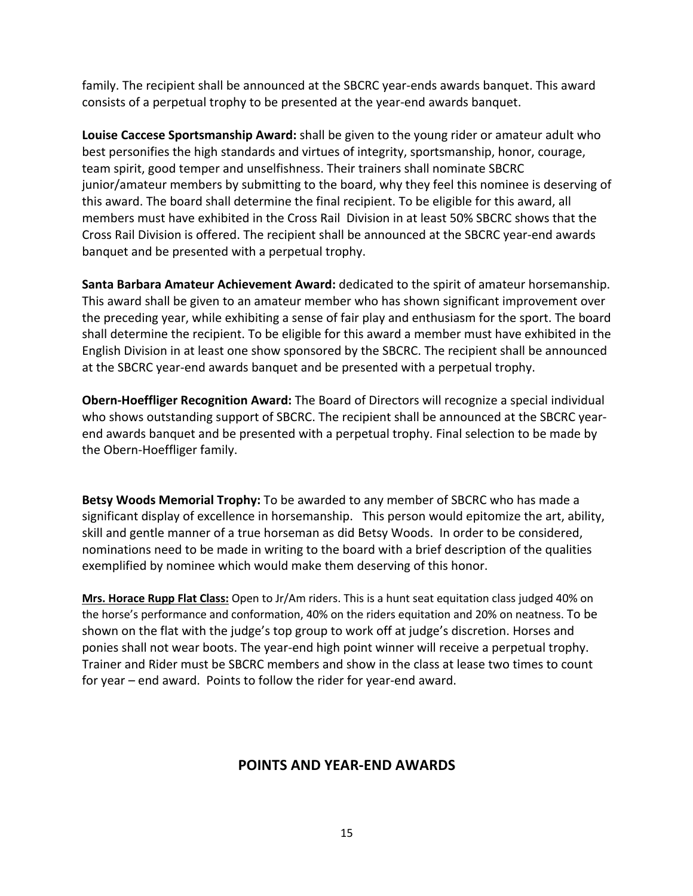family. The recipient shall be announced at the SBCRC year-ends awards banquet. This award consists of a perpetual trophy to be presented at the year-end awards banquet.

**Louise Caccese Sportsmanship Award:** shall be given to the young rider or amateur adult who best personifies the high standards and virtues of integrity, sportsmanship, honor, courage, team spirit, good temper and unselfishness. Their trainers shall nominate SBCRC junior/amateur members by submitting to the board, why they feel this nominee is deserving of this award. The board shall determine the final recipient. To be eligible for this award, all members must have exhibited in the Cross Rail Division in at least 50% SBCRC shows that the Cross Rail Division is offered. The recipient shall be announced at the SBCRC year-end awards banquet and be presented with a perpetual trophy.

**Santa Barbara Amateur Achievement Award:** dedicated to the spirit of amateur horsemanship. This award shall be given to an amateur member who has shown significant improvement over the preceding year, while exhibiting a sense of fair play and enthusiasm for the sport. The board shall determine the recipient. To be eligible for this award a member must have exhibited in the English Division in at least one show sponsored by the SBCRC. The recipient shall be announced at the SBCRC year-end awards banquet and be presented with a perpetual trophy.

**Obern-Hoeffliger Recognition Award:** The Board of Directors will recognize a special individual who shows outstanding support of SBCRC. The recipient shall be announced at the SBCRC year-end awards banquet and be presented with a perpetual trophy. Final selection to be made by the Obern-Hoeffliger family.

**Betsy Woods Memorial Trophy:** To be awarded to any member of SBCRC who has made a significant display of excellence in horsemanship. This person would epitomize the art, ability, skill and gentle manner of a true horseman as did Betsy Woods. In order to be considered, nominations need to be made in writing to the board with a brief description of the qualities exemplified by nominee which would make them deserving of this honor.

**Mrs. Horace Rupp Flat Class:** Open to Jr/Am riders. This is a hunt seat equitation class judged 40% on the horse's performance and conformation, 40% on the riders equitation and 20% on neatness. To be shown on the flat with the judge's top group to work off at judge's discretion. Horses and ponies shall not wear boots. The year-end high point winner will receive a perpetual trophy. Trainer and Rider must be SBCRC members and show in the class at lease two times to count for year – end award. Points to follow the rider for year-end award.

## POINTS AND YEAR-END AWARDS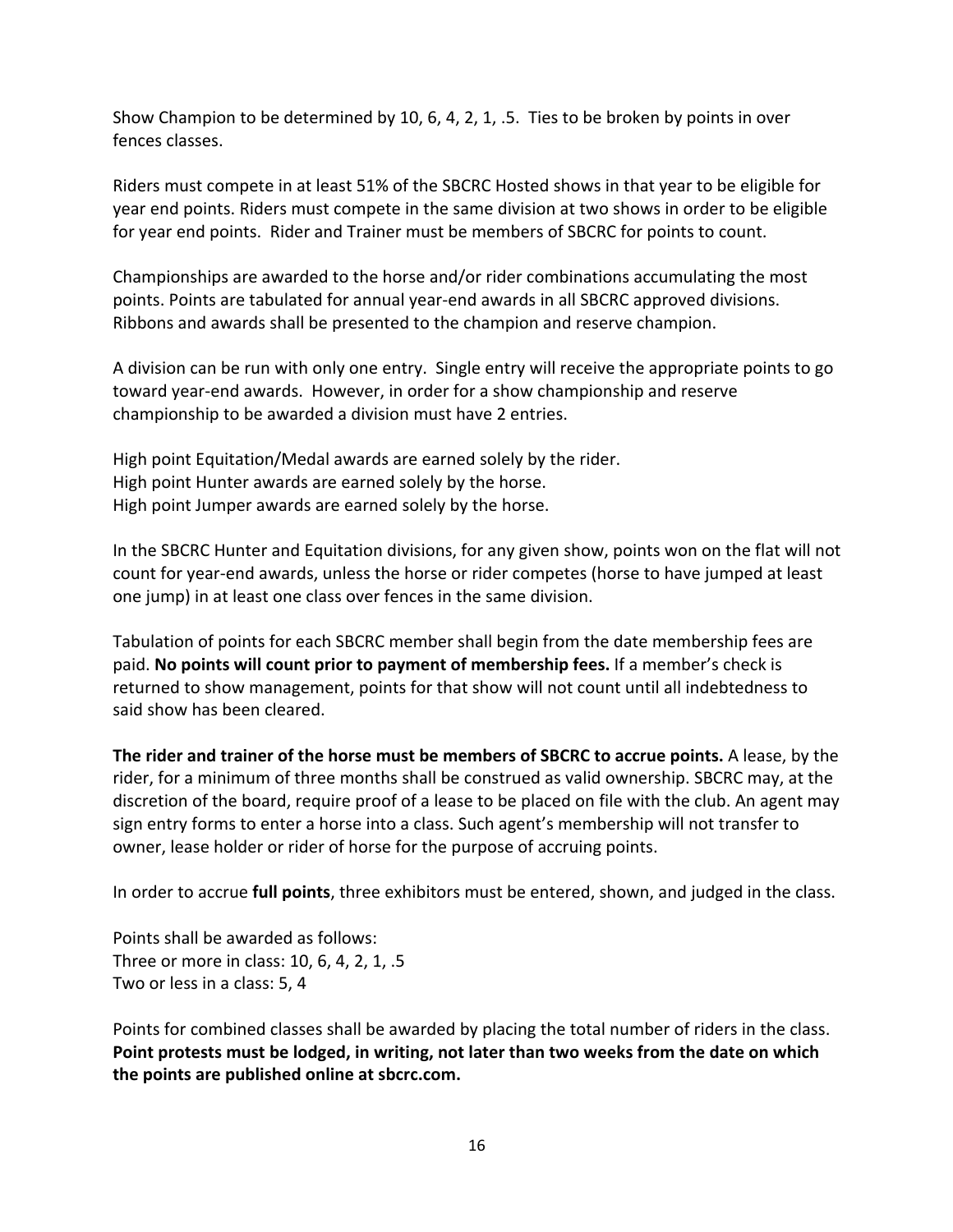Show Champion to be determined by 10, 6, 4, 2, 1, .5. Ties to be broken by points in over fences classes.

Riders must compete in at least 51% of the SBCRC Hosted shows in that year to be eligible for year end points. Riders must compete in the same division at two shows in order to be eligible for year end points. Rider and Trainer must be members of SBCRC for points to count.

Championships are awarded to the horse and/or rider combinations accumulating the most points. Points are tabulated for annual year-end awards in all SBCRC approved divisions. Ribbons and awards shall be presented to the champion and reserve champion.

A division can be run with only one entry. Single entry will receive the appropriate points to go toward year-end awards. However, in order for a show championship and reserve championship to be awarded a division must have 2 entries.

High point Equitation/Medal awards are earned solely by the rider.
High point Hunter awards are earned solely by the horse.
High point Jumper awards are earned solely by the horse.

In the SBCRC Hunter and Equitation divisions, for any given show, points won on the flat will not count for year-end awards, unless the horse or rider competes (horse to have jumped at least one jump) in at least one class over fences in the same division.

Tabulation of points for each SBCRC member shall begin from the date membership fees are paid. **No points will count prior to payment of membership fees.** If a member's check is returned to show management, points for that show will not count until all indebtedness to said show has been cleared.

**The rider and trainer of the horse must be members of SBCRC to accrue points.** A lease, by the rider, for a minimum of three months shall be construed as valid ownership. SBCRC may, at the discretion of the board, require proof of a lease to be placed on file with the club. An agent may sign entry forms to enter a horse into a class. Such agent's membership will not transfer to owner, lease holder or rider of horse for the purpose of accruing points.

In order to accrue **full points**, three exhibitors must be entered, shown, and judged in the class.

Points shall be awarded as follows:
Three or more in class: 10, 6, 4, 2, 1, .5
Two or less in a class: 5, 4

Points for combined classes shall be awarded by placing the total number of riders in the class.
**Point protests must be lodged, in writing, not later than two weeks from the date on which the points are published online at sbcrc.com.**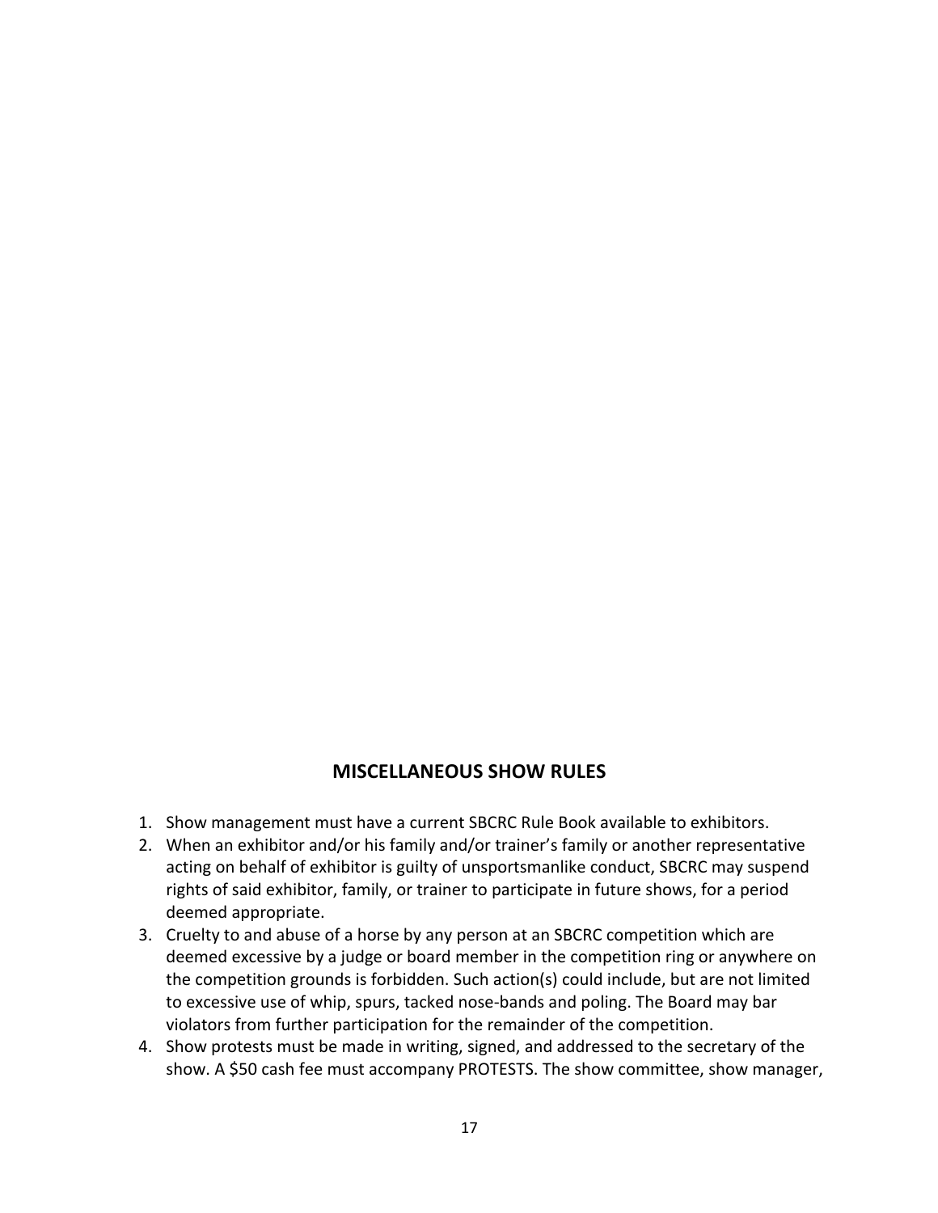## MISCELLANEOUS SHOW RULES

1. Show management must have a current SBCRC Rule Book available to exhibitors.
2. When an exhibitor and/or his family and/or trainer's family or another representative acting on behalf of exhibitor is guilty of unsportsmanlike conduct, SBCRC may suspend rights of said exhibitor, family, or trainer to participate in future shows, for a period deemed appropriate.
3. Cruelty to and abuse of a horse by any person at an SBCRC competition which are deemed excessive by a judge or board member in the competition ring or anywhere on the competition grounds is forbidden. Such action(s) could include, but are not limited to excessive use of whip, spurs, tacked nose-bands and poling. The Board may bar violators from further participation for the remainder of the competition.
4. Show protests must be made in writing, signed, and addressed to the secretary of the show. A $50 cash fee must accompany PROTESTS. The show committee, show manager,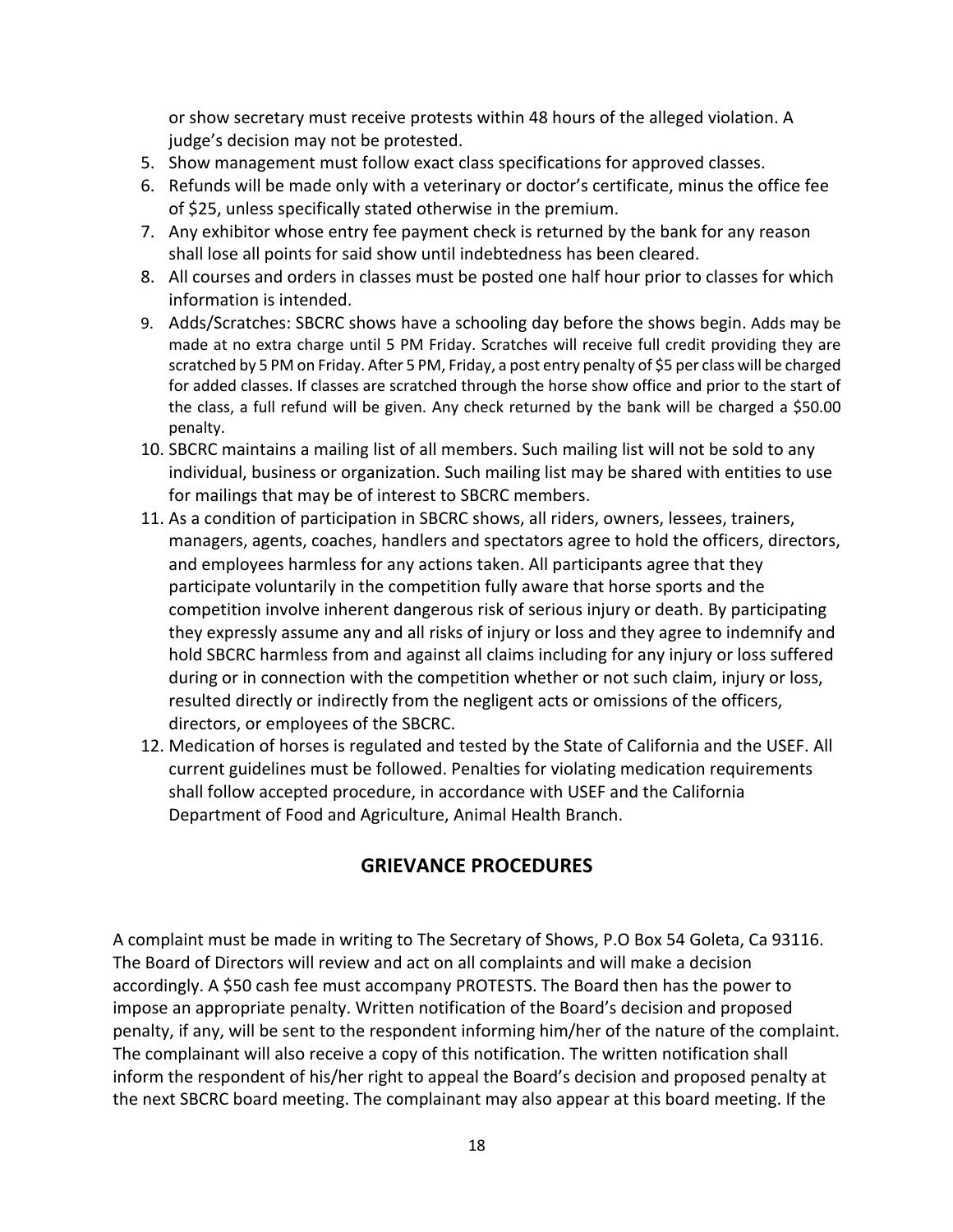or show secretary must receive protests within 48 hours of the alleged violation. A judge's decision may not be protested.

5. Show management must follow exact class specifications for approved classes.
6. Refunds will be made only with a veterinary or doctor's certificate, minus the office fee of $25, unless specifically stated otherwise in the premium.
7. Any exhibitor whose entry fee payment check is returned by the bank for any reason shall lose all points for said show until indebtedness has been cleared.
8. All courses and orders in classes must be posted one half hour prior to classes for which information is intended.
9. Adds/Scratches: SBCRC shows have a schooling day before the shows begin. Adds may be made at no extra charge until 5 PM Friday. Scratches will receive full credit providing they are scratched by 5 PM on Friday. After 5 PM, Friday, a post entry penalty of $5 per class will be charged for added classes. If classes are scratched through the horse show office and prior to the start of the class, a full refund will be given. Any check returned by the bank will be charged a $50.00 penalty.
10. SBCRC maintains a mailing list of all members. Such mailing list will not be sold to any individual, business or organization. Such mailing list may be shared with entities to use for mailings that may be of interest to SBCRC members.
11. As a condition of participation in SBCRC shows, all riders, owners, lessees, trainers, managers, agents, coaches, handlers and spectators agree to hold the officers, directors, and employees harmless for any actions taken. All participants agree that they participate voluntarily in the competition fully aware that horse sports and the competition involve inherent dangerous risk of serious injury or death. By participating they expressly assume any and all risks of injury or loss and they agree to indemnify and hold SBCRC harmless from and against all claims including for any injury or loss suffered during or in connection with the competition whether or not such claim, injury or loss, resulted directly or indirectly from the negligent acts or omissions of the officers, directors, or employees of the SBCRC.
12. Medication of horses is regulated and tested by the State of California and the USEF. All current guidelines must be followed. Penalties for violating medication requirements shall follow accepted procedure, in accordance with USEF and the California Department of Food and Agriculture, Animal Health Branch.

## GRIEVANCE PROCEDURES

A complaint must be made in writing to The Secretary of Shows, P.O Box 54 Goleta, Ca 93116. The Board of Directors will review and act on all complaints and will make a decision accordingly. A $50 cash fee must accompany PROTESTS. The Board then has the power to impose an appropriate penalty. Written notification of the Board's decision and proposed penalty, if any, will be sent to the respondent informing him/her of the nature of the complaint. The complainant will also receive a copy of this notification. The written notification shall inform the respondent of his/her right to appeal the Board's decision and proposed penalty at the next SBCRC board meeting. The complainant may also appear at this board meeting. If the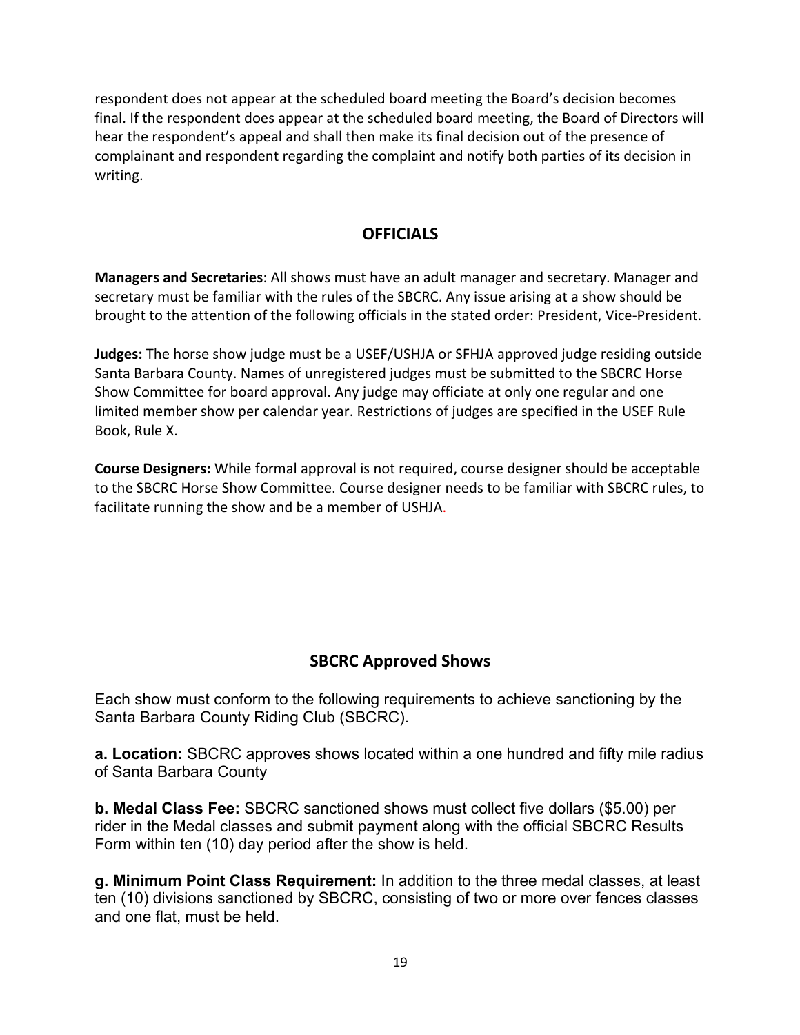respondent does not appear at the scheduled board meeting the Board's decision becomes final. If the respondent does appear at the scheduled board meeting, the Board of Directors will hear the respondent's appeal and shall then make its final decision out of the presence of complainant and respondent regarding the complaint and notify both parties of its decision in writing.

## OFFICIALS

**Managers and Secretaries**: All shows must have an adult manager and secretary. Manager and secretary must be familiar with the rules of the SBCRC. Any issue arising at a show should be brought to the attention of the following officials in the stated order: President, Vice-President.

**Judges:** The horse show judge must be a USEF/USHJA or SFHJA approved judge residing outside Santa Barbara County. Names of unregistered judges must be submitted to the SBCRC Horse Show Committee for board approval. Any judge may officiate at only one regular and one limited member show per calendar year. Restrictions of judges are specified in the USEF Rule Book, Rule X.

**Course Designers:** While formal approval is not required, course designer should be acceptable to the SBCRC Horse Show Committee. Course designer needs to be familiar with SBCRC rules, to facilitate running the show and be a member of USHJA.

## SBCRC Approved Shows

Each show must conform to the following requirements to achieve sanctioning by the Santa Barbara County Riding Club (SBCRC).

**a. Location:** SBCRC approves shows located within a one hundred and fifty mile radius of Santa Barbara County

**b. Medal Class Fee:** SBCRC sanctioned shows must collect five dollars ($5.00) per rider in the Medal classes and submit payment along with the official SBCRC Results Form within ten (10) day period after the show is held.

**g. Minimum Point Class Requirement:** In addition to the three medal classes, at least ten (10) divisions sanctioned by SBCRC, consisting of two or more over fences classes and one flat, must be held.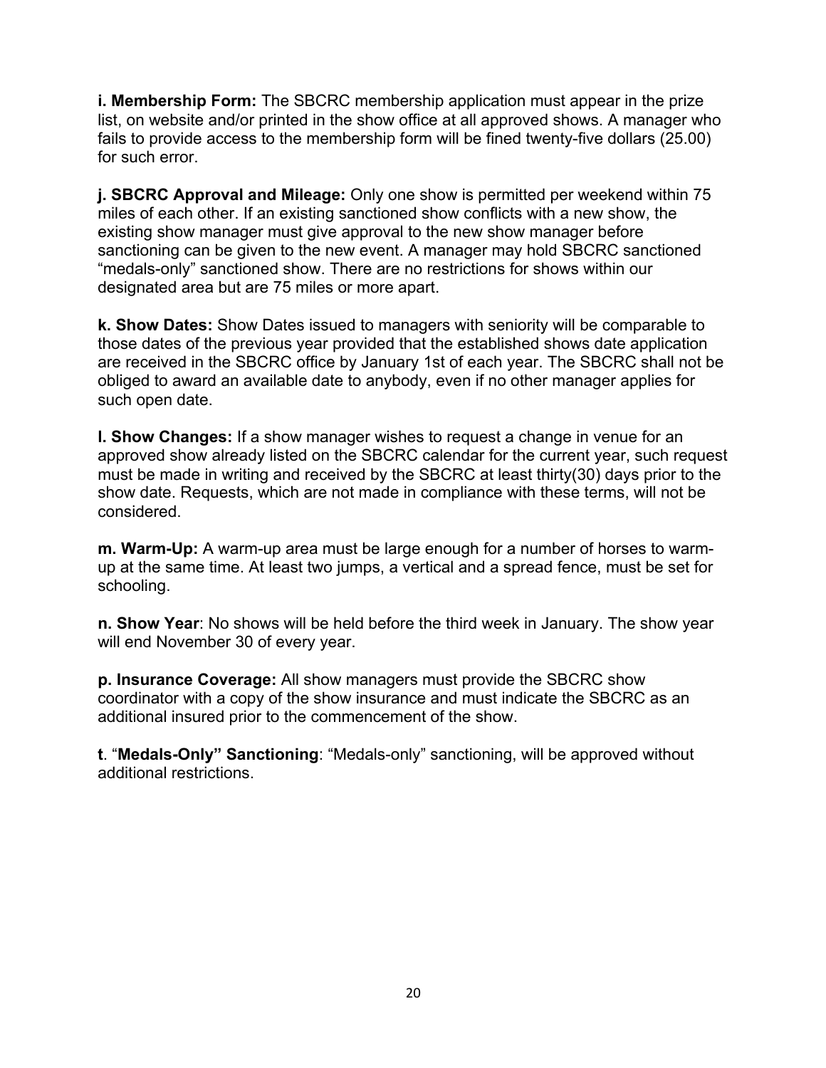**i. Membership Form:** The SBCRC membership application must appear in the prize list, on website and/or printed in the show office at all approved shows. A manager who fails to provide access to the membership form will be fined twenty-five dollars (25.00) for such error.

**j. SBCRC Approval and Mileage:** Only one show is permitted per weekend within 75 miles of each other. If an existing sanctioned show conflicts with a new show, the existing show manager must give approval to the new show manager before sanctioning can be given to the new event. A manager may hold SBCRC sanctioned "medals-only" sanctioned show. There are no restrictions for shows within our designated area but are 75 miles or more apart.

**k. Show Dates:** Show Dates issued to managers with seniority will be comparable to those dates of the previous year provided that the established shows date application are received in the SBCRC office by January 1st of each year. The SBCRC shall not be obliged to award an available date to anybody, even if no other manager applies for such open date.

**l. Show Changes:** If a show manager wishes to request a change in venue for an approved show already listed on the SBCRC calendar for the current year, such request must be made in writing and received by the SBCRC at least thirty(30) days prior to the show date. Requests, which are not made in compliance with these terms, will not be considered.

**m. Warm-Up:** A warm-up area must be large enough for a number of horses to warm-up at the same time. At least two jumps, a vertical and a spread fence, must be set for schooling.

**n. Show Year**: No shows will be held before the third week in January. The show year will end November 30 of every year.

**p. Insurance Coverage:** All show managers must provide the SBCRC show coordinator with a copy of the show insurance and must indicate the SBCRC as an additional insured prior to the commencement of the show.

**t**. "**Medals-Only" Sanctioning**: "Medals-only" sanctioning, will be approved without additional restrictions.